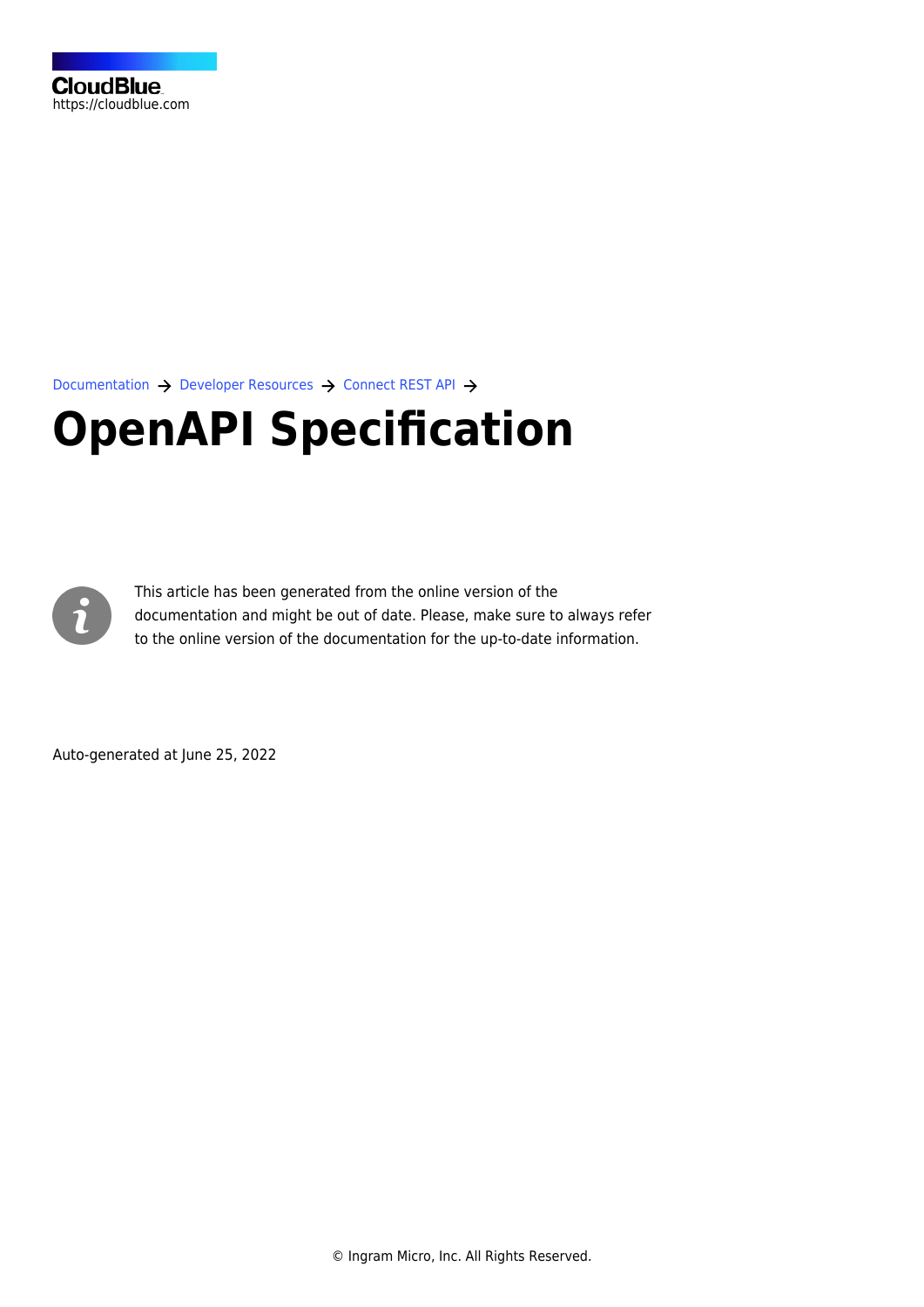CloudBlue
https://cloudblue.com

Documentation → Developer Resources → Connect REST API →

# OpenAPI Specification

This article has been generated from the online version of the documentation and might be out of date. Please, make sure to always refer to the online version of the documentation for the up-to-date information.

Auto-generated at June 25, 2022

© Ingram Micro, Inc. All Rights Reserved.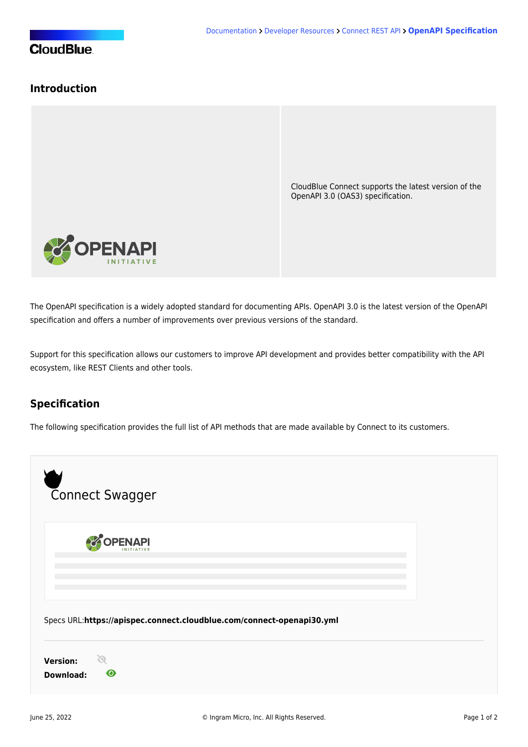## Introduction

CloudBlue Connect supports the latest version of the OpenAPI 3.0 (OAS3) specification.

The OpenAPI specification is a widely adopted standard for documenting APIs. OpenAPI 3.0 is the latest version of the OpenAPI specification and offers a number of improvements over previous versions of the standard.

Support for this specification allows our customers to improve API development and provides better compatibility with the API ecosystem, like REST Clients and other tools.

## Specification

The following specification provides the full list of API methods that are made available by Connect to its customers.

Connect Swagger

Specs URL:**https://apispec.connect.cloudblue.com/connect-openapi30.yml**

**Version:**

**Download:**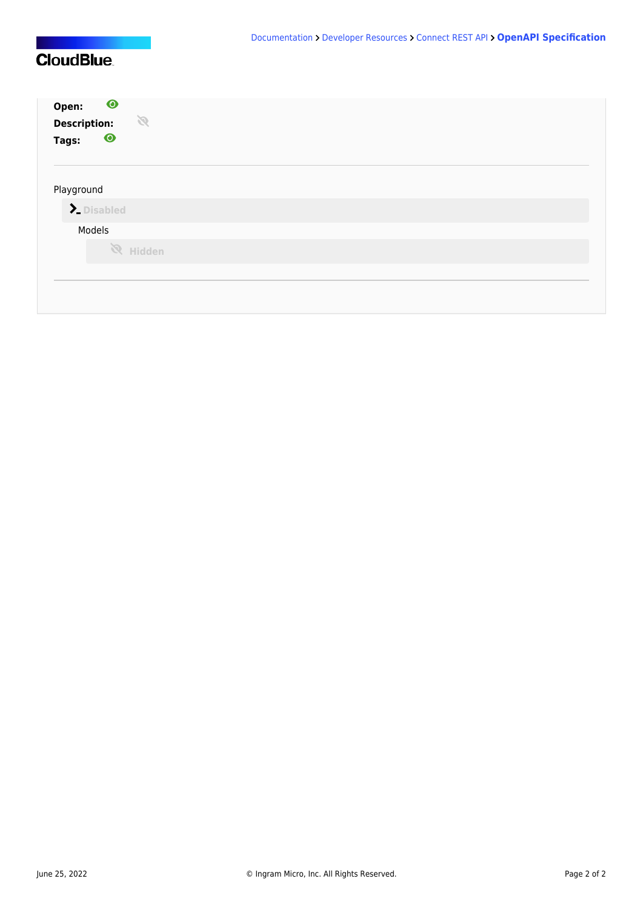**Open:**

**Description:**

**Tags:**

---

Playground

Disabled

Models

Hidden

---